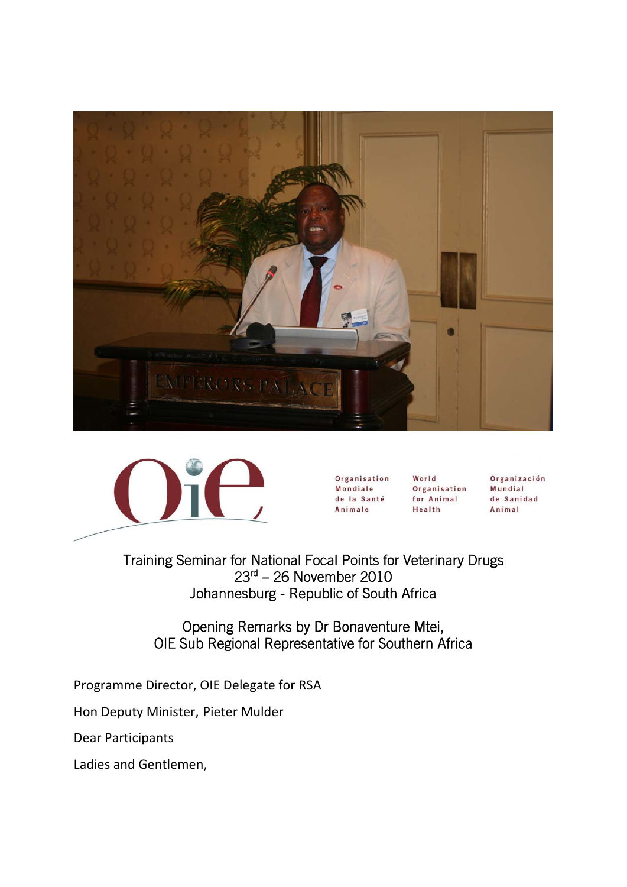Organisation Mondiale de la Santé Animale

World Organisation for Animal Health

Organización Mundial de Sanidad Animal

# Training Seminar for National Focal Points for Veterinary Drugs
## 23rd – 26 November 2010
## Johannesburg - Republic of South Africa

## Opening Remarks by Dr Bonaventure Mtei, OIE Sub Regional Representative for Southern Africa

Programme Director, OIE Delegate for RSA

Hon Deputy Minister, Pieter Mulder

Dear Participants

Ladies and Gentlemen,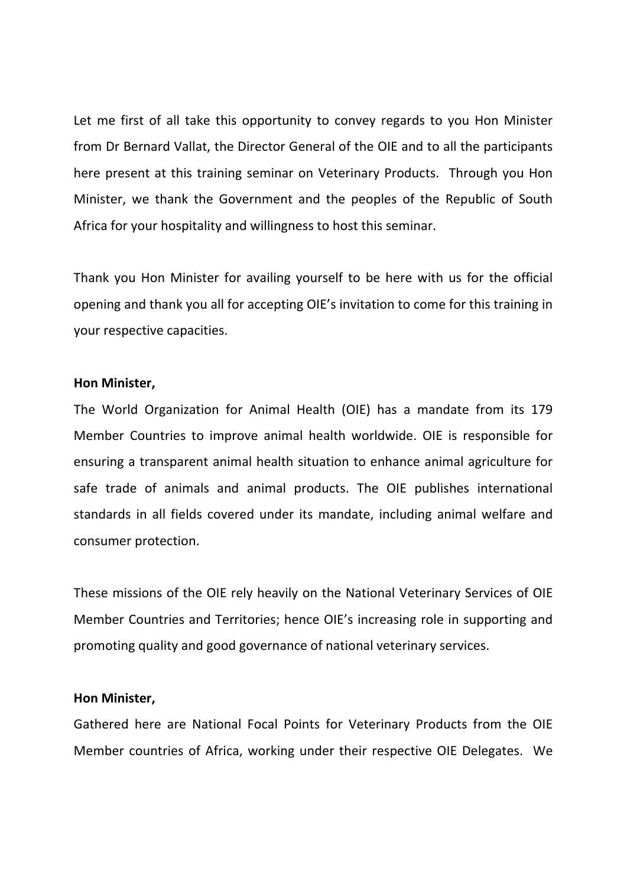Let me first of all take this opportunity to convey regards to you Hon Minister from Dr Bernard Vallat, the Director General of the OIE and to all the participants here present at this training seminar on Veterinary Products. Through you Hon Minister, we thank the Government and the peoples of the Republic of South Africa for your hospitality and willingness to host this seminar.

Thank you Hon Minister for availing yourself to be here with us for the official opening and thank you all for accepting OIE's invitation to come for this training in your respective capacities.

**Hon Minister,**

The World Organization for Animal Health (OIE) has a mandate from its 179 Member Countries to improve animal health worldwide. OIE is responsible for ensuring a transparent animal health situation to enhance animal agriculture for safe trade of animals and animal products. The OIE publishes international standards in all fields covered under its mandate, including animal welfare and consumer protection.

These missions of the OIE rely heavily on the National Veterinary Services of OIE Member Countries and Territories; hence OIE's increasing role in supporting and promoting quality and good governance of national veterinary services.

**Hon Minister,**

Gathered here are National Focal Points for Veterinary Products from the OIE Member countries of Africa, working under their respective OIE Delegates. We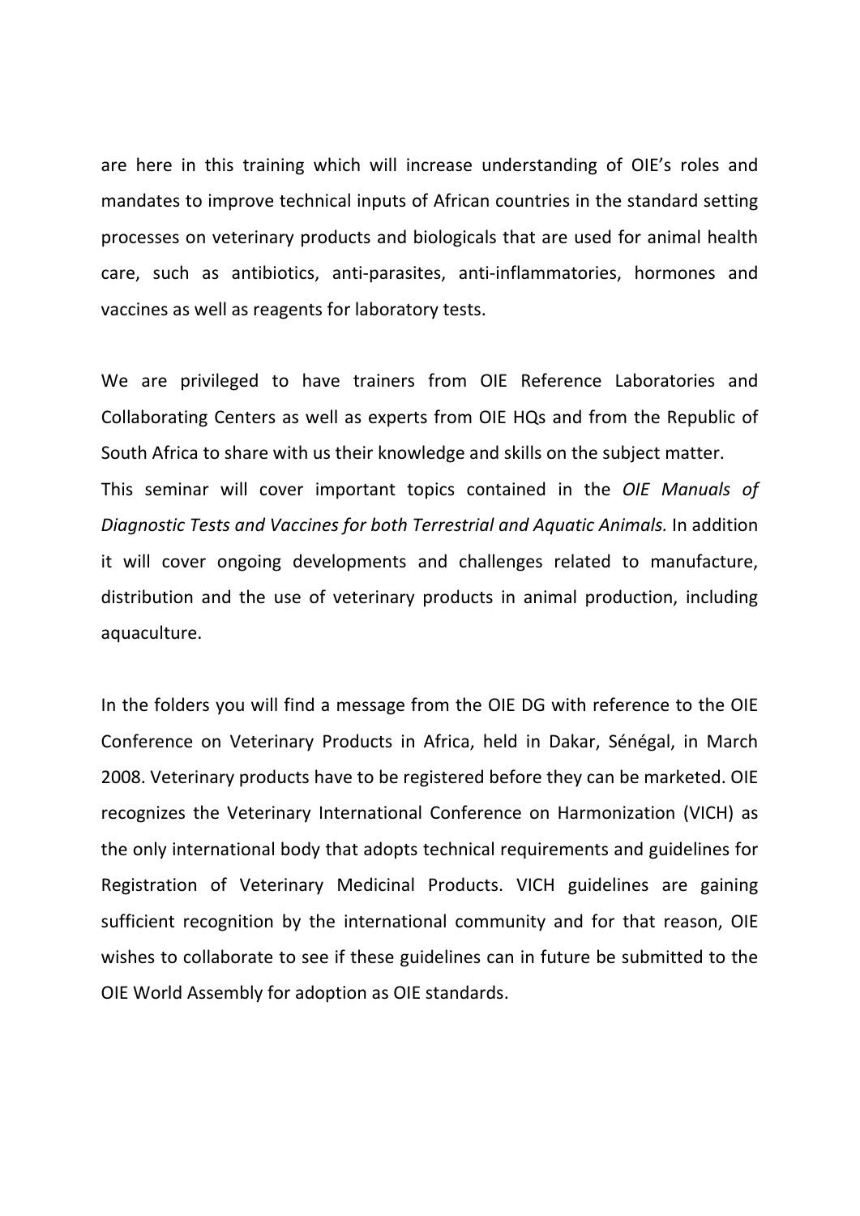are here in this training which will increase understanding of OIE's roles and mandates to improve technical inputs of African countries in the standard setting processes on veterinary products and biologicals that are used for animal health care, such as antibiotics, anti-parasites, anti-inflammatories, hormones and vaccines as well as reagents for laboratory tests.

We are privileged to have trainers from OIE Reference Laboratories and Collaborating Centers as well as experts from OIE HQs and from the Republic of South Africa to share with us their knowledge and skills on the subject matter.
This seminar will cover important topics contained in the *OIE Manuals of Diagnostic Tests and Vaccines for both Terrestrial and Aquatic Animals.* In addition it will cover ongoing developments and challenges related to manufacture, distribution and the use of veterinary products in animal production, including aquaculture.

In the folders you will find a message from the OIE DG with reference to the OIE Conference on Veterinary Products in Africa, held in Dakar, Sénégal, in March 2008. Veterinary products have to be registered before they can be marketed. OIE recognizes the Veterinary International Conference on Harmonization (VICH) as the only international body that adopts technical requirements and guidelines for Registration of Veterinary Medicinal Products. VICH guidelines are gaining sufficient recognition by the international community and for that reason, OIE wishes to collaborate to see if these guidelines can in future be submitted to the OIE World Assembly for adoption as OIE standards.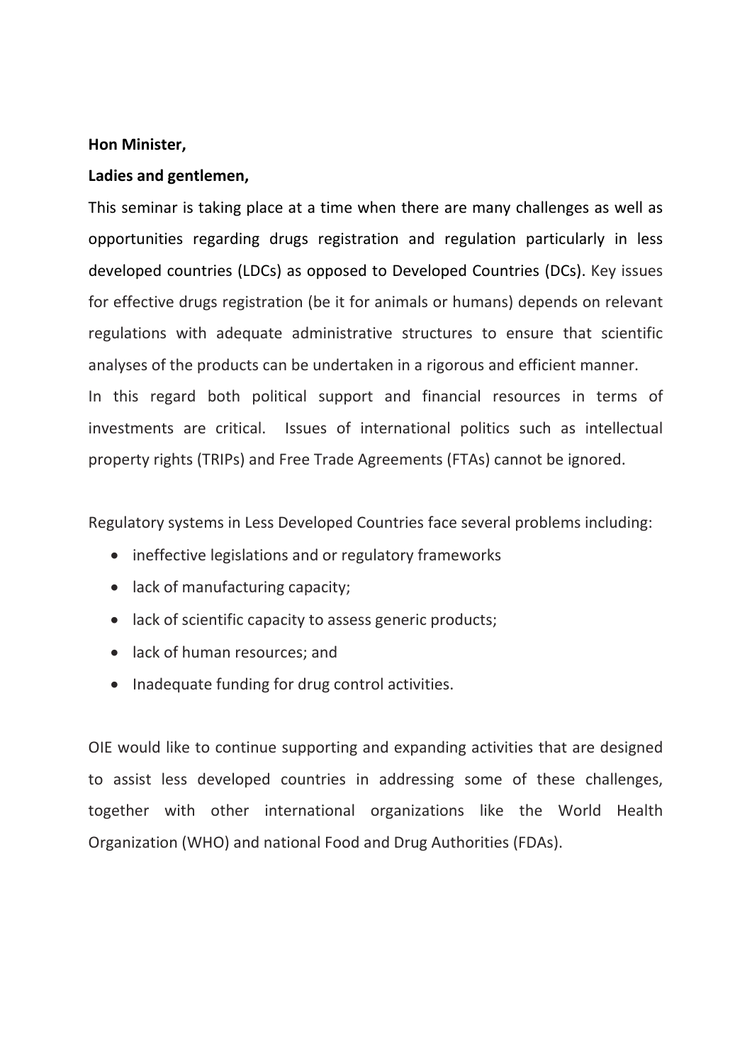**Hon Minister,**

**Ladies and gentlemen,**

This seminar is taking place at a time when there are many challenges as well as opportunities regarding drugs registration and regulation particularly in less developed countries (LDCs) as opposed to Developed Countries (DCs). Key issues for effective drugs registration (be it for animals or humans) depends on relevant regulations with adequate administrative structures to ensure that scientific analyses of the products can be undertaken in a rigorous and efficient manner.

In this regard both political support and financial resources in terms of investments are critical. Issues of international politics such as intellectual property rights (TRIPs) and Free Trade Agreements (FTAs) cannot be ignored.

Regulatory systems in Less Developed Countries face several problems including:

- ineffective legislations and or regulatory frameworks
- lack of manufacturing capacity;
- lack of scientific capacity to assess generic products;
- lack of human resources; and
- Inadequate funding for drug control activities.

OIE would like to continue supporting and expanding activities that are designed to assist less developed countries in addressing some of these challenges, together with other international organizations like the World Health Organization (WHO) and national Food and Drug Authorities (FDAs).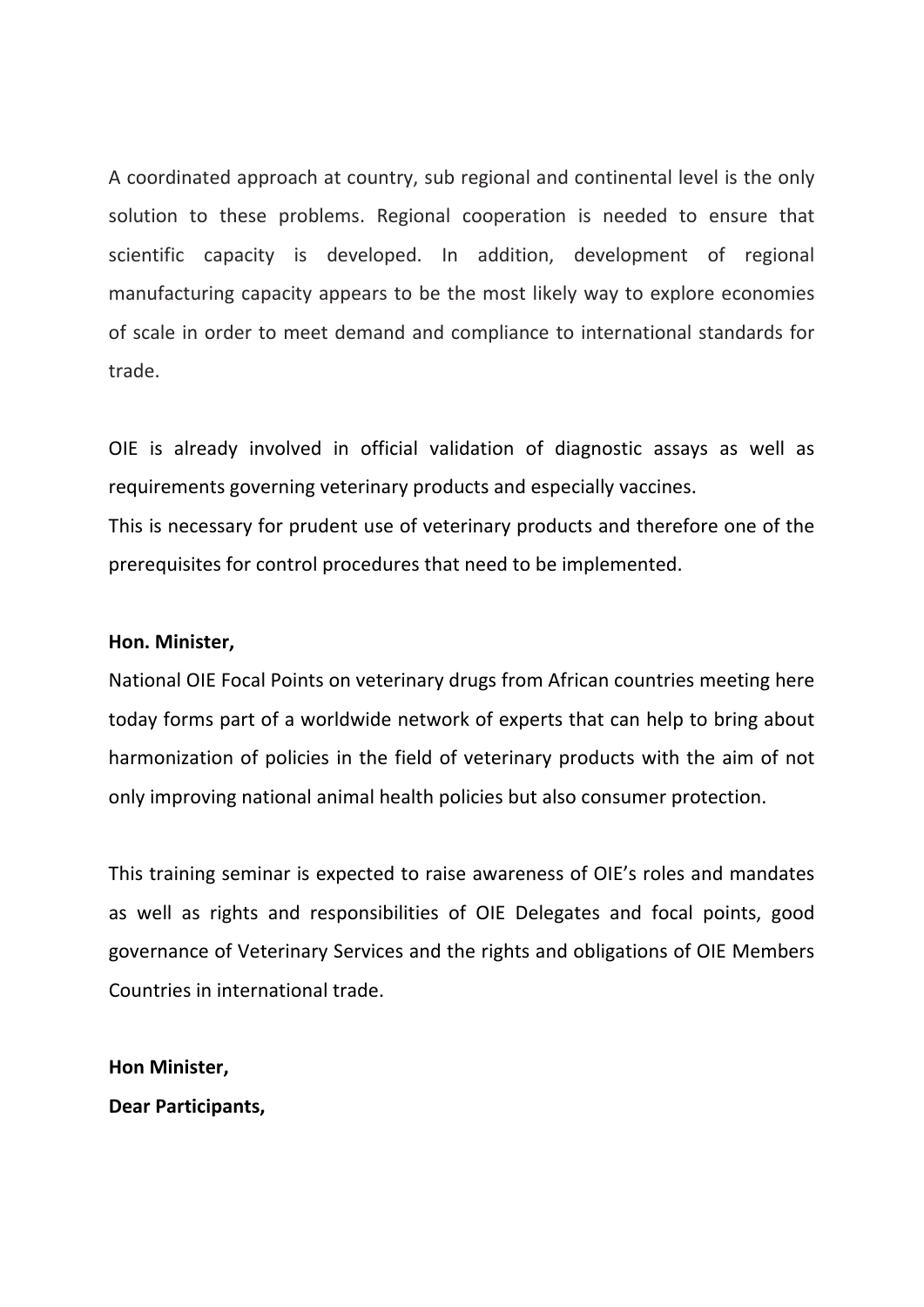A coordinated approach at country, sub regional and continental level is the only solution to these problems. Regional cooperation is needed to ensure that scientific capacity is developed. In addition, development of regional manufacturing capacity appears to be the most likely way to explore economies of scale in order to meet demand and compliance to international standards for trade.

OIE is already involved in official validation of diagnostic assays as well as requirements governing veterinary products and especially vaccines.
This is necessary for prudent use of veterinary products and therefore one of the prerequisites for control procedures that need to be implemented.

**Hon. Minister,**
National OIE Focal Points on veterinary drugs from African countries meeting here today forms part of a worldwide network of experts that can help to bring about harmonization of policies in the field of veterinary products with the aim of not only improving national animal health policies but also consumer protection.

This training seminar is expected to raise awareness of OIE's roles and mandates as well as rights and responsibilities of OIE Delegates and focal points, good governance of Veterinary Services and the rights and obligations of OIE Members Countries in international trade.

**Hon Minister,**
**Dear Participants,**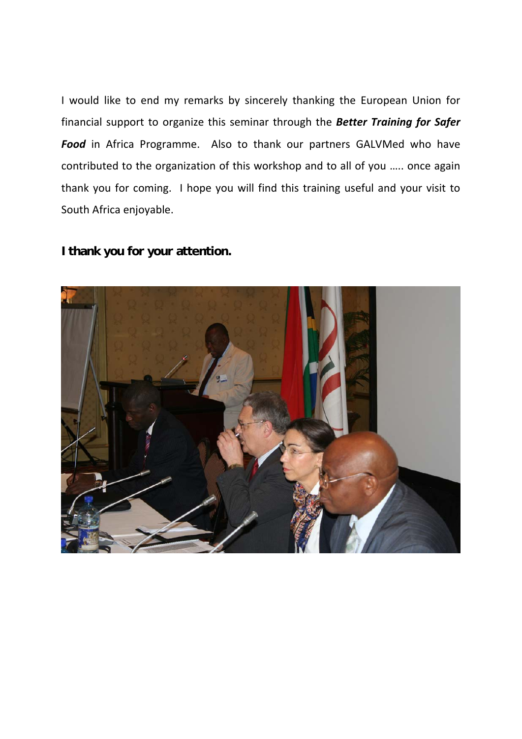I would like to end my remarks by sincerely thanking the European Union for financial support to organize this seminar through the ***Better Training for Safer Food*** in Africa Programme. Also to thank our partners GALVMed who have contributed to the organization of this workshop and to all of you ….. once again thank you for coming. I hope you will find this training useful and your visit to South Africa enjoyable.

**I thank you for your attention.**